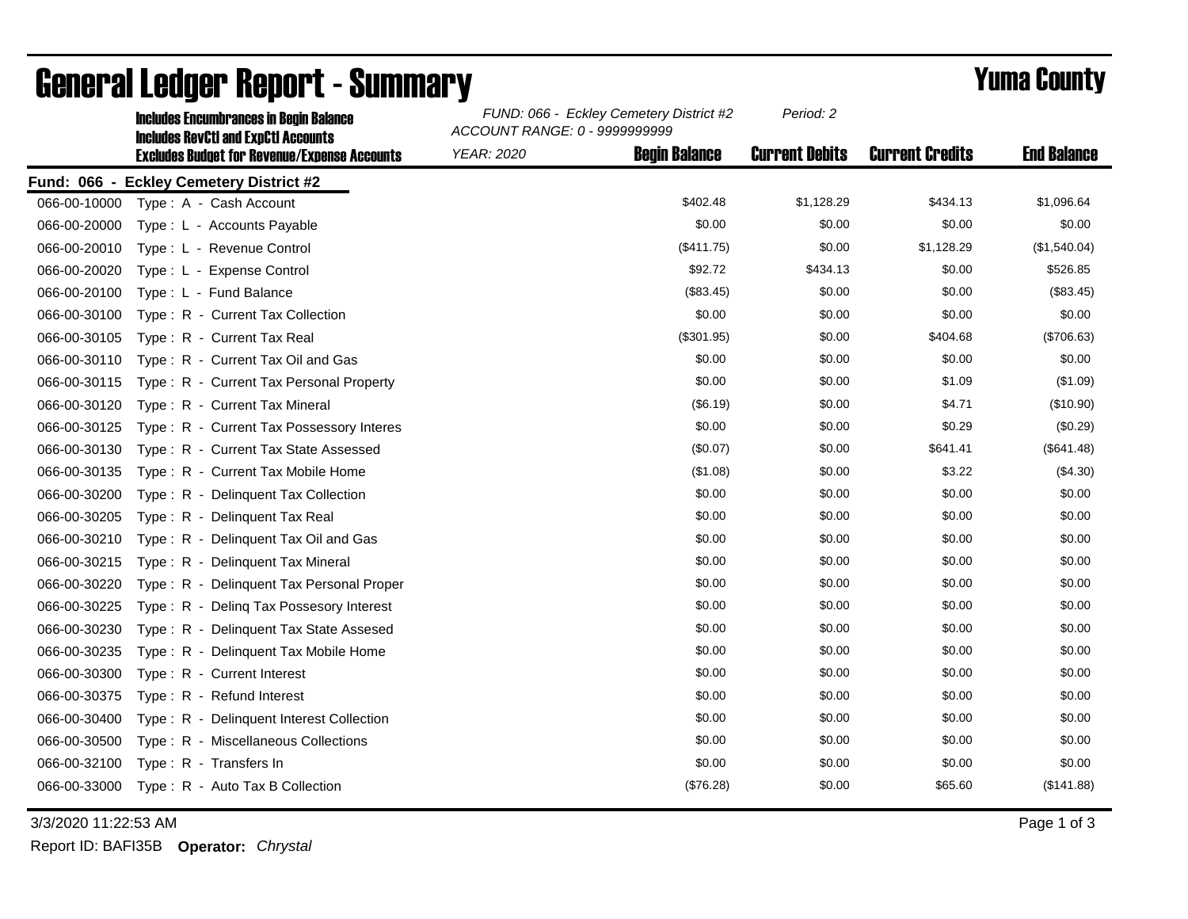# General Ledger Report - Summary

**Yuma County**

**Includes Encumbrances in Begin Balance**
**Includes RevCtl and ExpCtl Accounts**
**Excludes Budget for Revenue/Expense Accounts**

*FUND: 066 - Eckley Cemetery District #2* *Period: 2*
*ACCOUNT RANGE: 0 - 9999999999*
*YEAR: 2020*

**Fund: 066 - Eckley Cemetery District #2**

| Account | Description | Begin Balance | Current Debits | Current Credits | End Balance |
|---|---|---|---|---|---|
| 066-00-10000 | Type : A - Cash Account | $402.48 | $1,128.29 | $434.13 | $1,096.64 |
| 066-00-20000 | Type : L - Accounts Payable | $0.00 | $0.00 | $0.00 | $0.00 |
| 066-00-20010 | Type : L - Revenue Control | ($411.75) | $0.00 | $1,128.29 | ($1,540.04) |
| 066-00-20020 | Type : L - Expense Control | $92.72 | $434.13 | $0.00 | $526.85 |
| 066-00-20100 | Type : L - Fund Balance | ($83.45) | $0.00 | $0.00 | ($83.45) |
| 066-00-30100 | Type : R - Current Tax Collection | $0.00 | $0.00 | $0.00 | $0.00 |
| 066-00-30105 | Type : R - Current Tax Real | ($301.95) | $0.00 | $404.68 | ($706.63) |
| 066-00-30110 | Type : R - Current Tax Oil and Gas | $0.00 | $0.00 | $0.00 | $0.00 |
| 066-00-30115 | Type : R - Current Tax Personal Property | $0.00 | $0.00 | $1.09 | ($1.09) |
| 066-00-30120 | Type : R - Current Tax Mineral | ($6.19) | $0.00 | $4.71 | ($10.90) |
| 066-00-30125 | Type : R - Current Tax Possessory Interes | $0.00 | $0.00 | $0.29 | ($0.29) |
| 066-00-30130 | Type : R - Current Tax State Assessed | ($0.07) | $0.00 | $641.41 | ($641.48) |
| 066-00-30135 | Type : R - Current Tax Mobile Home | ($1.08) | $0.00 | $3.22 | ($4.30) |
| 066-00-30200 | Type : R - Delinquent Tax Collection | $0.00 | $0.00 | $0.00 | $0.00 |
| 066-00-30205 | Type : R - Delinquent Tax Real | $0.00 | $0.00 | $0.00 | $0.00 |
| 066-00-30210 | Type : R - Delinquent Tax Oil and Gas | $0.00 | $0.00 | $0.00 | $0.00 |
| 066-00-30215 | Type : R - Delinquent Tax Mineral | $0.00 | $0.00 | $0.00 | $0.00 |
| 066-00-30220 | Type : R - Delinquent Tax Personal Proper | $0.00 | $0.00 | $0.00 | $0.00 |
| 066-00-30225 | Type : R - Delinq Tax Possesory Interest | $0.00 | $0.00 | $0.00 | $0.00 |
| 066-00-30230 | Type : R - Delinquent Tax State Assesed | $0.00 | $0.00 | $0.00 | $0.00 |
| 066-00-30235 | Type : R - Delinquent Tax Mobile Home | $0.00 | $0.00 | $0.00 | $0.00 |
| 066-00-30300 | Type : R - Current Interest | $0.00 | $0.00 | $0.00 | $0.00 |
| 066-00-30375 | Type : R - Refund Interest | $0.00 | $0.00 | $0.00 | $0.00 |
| 066-00-30400 | Type : R - Delinquent Interest Collection | $0.00 | $0.00 | $0.00 | $0.00 |
| 066-00-30500 | Type : R - Miscellaneous Collections | $0.00 | $0.00 | $0.00 | $0.00 |
| 066-00-32100 | Type : R - Transfers In | $0.00 | $0.00 | $0.00 | $0.00 |
| 066-00-33000 | Type : R - Auto Tax B Collection | ($76.28) | $0.00 | $65.60 | ($141.88) |

3/3/2020 11:22:53 AM

Report ID: BAFI35B **Operator:** *Chrystal*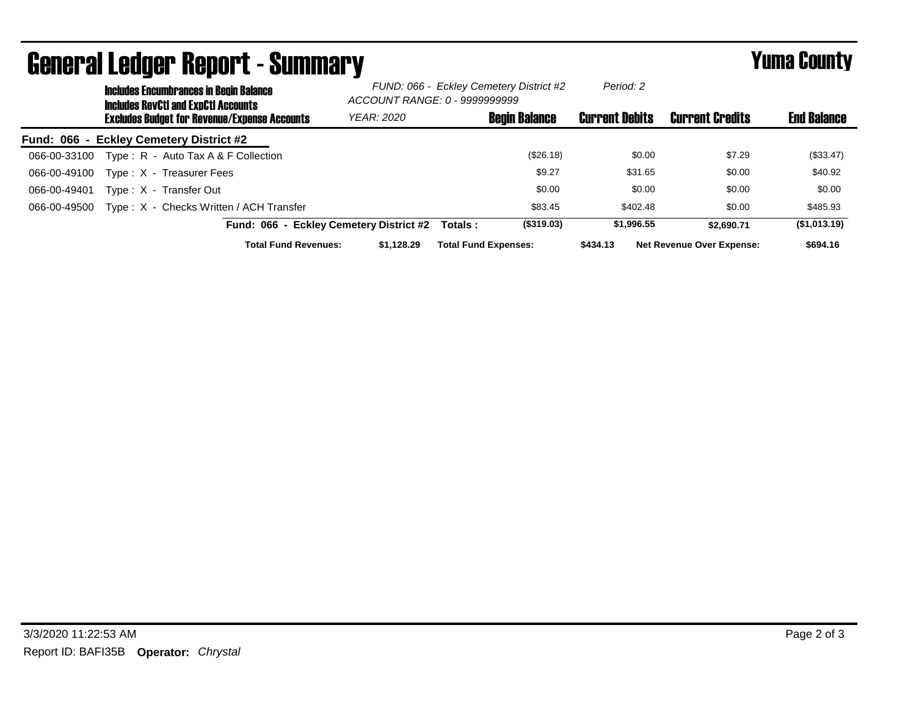# General Ledger Report - Summary

## Yuma County

**Includes Encumbrances in Begin Balance**
**Includes RevCtl and ExpCtl Accounts**
**Excludes Budget for Revenue/Expense Accounts**

*FUND: 066 - Eckley Cemetery District #2*
*ACCOUNT RANGE: 0 - 9999999999*
*YEAR: 2020*
*Period: 2*

**Fund: 066 - Eckley Cemetery District #2**

| Account | Description | Begin Balance | Current Debits | Current Credits | End Balance |
|---|---|---|---|---|---|
| 066-00-33100 | Type : R - Auto Tax A & F Collection | ($26.18) | $0.00 | $7.29 | ($33.47) |
| 066-00-49100 | Type : X - Treasurer Fees | $9.27 | $31.65 | $0.00 | $40.92 |
| 066-00-49401 | Type : X - Transfer Out | $0.00 | $0.00 | $0.00 | $0.00 |
| 066-00-49500 | Type : X - Checks Written / ACH Transfer | $83.45 | $402.48 | $0.00 | $485.93 |
| | **Fund: 066 - Eckley Cemetery District #2 Totals :** | **($319.03)** | **$1,996.55** | **$2,690.71** | **($1,013.19)** |

**Total Fund Revenues:** $1,128.29 **Total Fund Expenses:** $434.13 **Net Revenue Over Expense:** $694.16

3/3/2020 11:22:53 AM

Report ID: BAFI35B **Operator:** *Chrystal*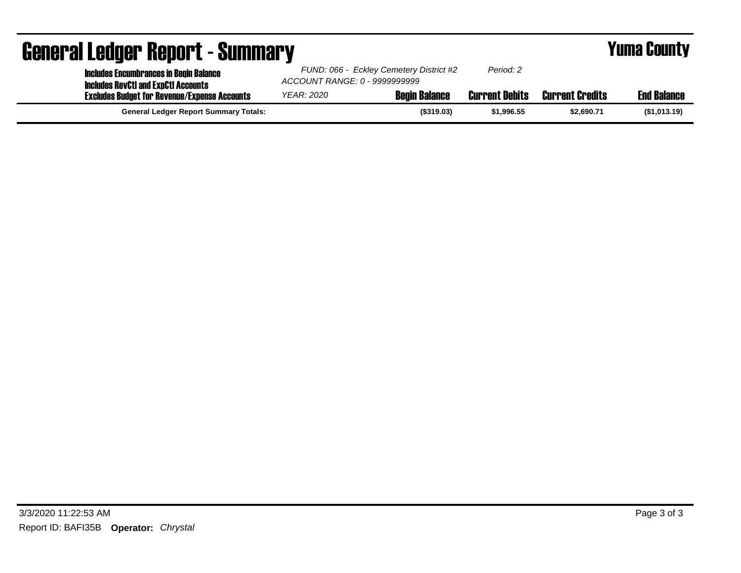# General Ledger Report - Summary

**Yuma County**

Includes Encumbrances in Begin Balance
Includes RevCtl and ExpCtl Accounts
Excludes Budget for Revenue/Expense Accounts

*FUND: 066 - Eckley Cemetery District #2*
*ACCOUNT RANGE: 0 - 9999999999*
*YEAR: 2020*
*Period: 2*

| | Begin Balance | Current Debits | Current Credits | End Balance |
|---|---|---|---|---|
| **General Ledger Report Summary Totals:** | **($319.03)** | **$1,996.55** | **$2,690.71** | **($1,013.19)** |

3/3/2020 11:22:53 AM

Report ID: BAFI35B **Operator:** *Chrystal*